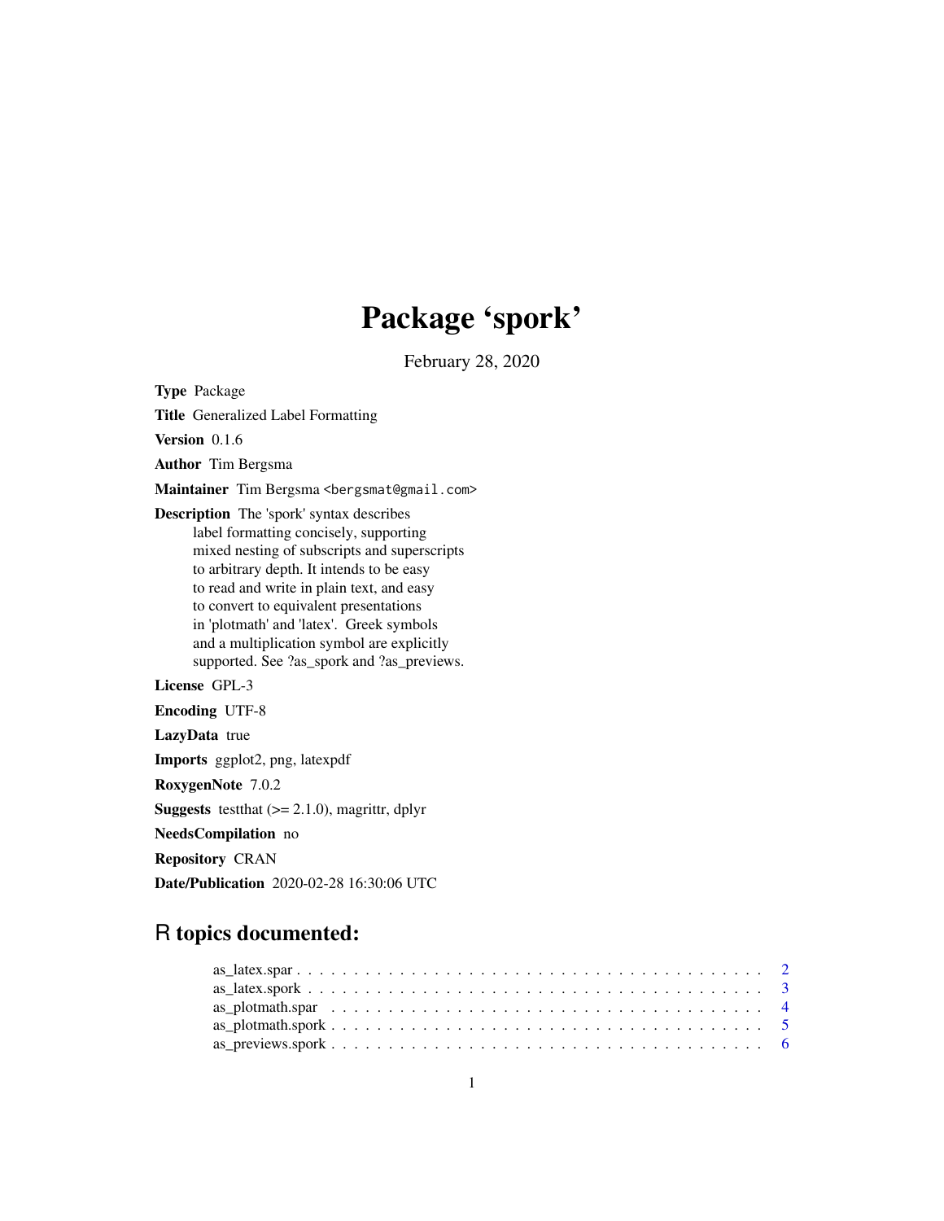# Package 'spork'

February 28, 2020

**Type** Package

**Title** Generalized Label Formatting

**Version** 0.1.6

**Author** Tim Bergsma

**Maintainer** Tim Bergsma <bergsmat@gmail.com>

**Description** The 'spork' syntax describes label formatting concisely, supporting mixed nesting of subscripts and superscripts to arbitrary depth. It intends to be easy to read and write in plain text, and easy to convert to equivalent presentations in 'plotmath' and 'latex'. Greek symbols and a multiplication symbol are explicitly supported. See ?as_spork and ?as_previews.

**License** GPL-3

**Encoding** UTF-8

**LazyData** true

**Imports** ggplot2, png, latexpdf

**RoxygenNote** 7.0.2

**Suggests** testthat (>= 2.1.0), magrittr, dplyr

**NeedsCompilation** no

**Repository** CRAN

**Date/Publication** 2020-02-28 16:30:06 UTC

## R topics documented:

as_latex.spar . . . . . . . . . . . . . . . . . . . . . . . . . . . . . . . . . . . . . . 2
as_latex.spork . . . . . . . . . . . . . . . . . . . . . . . . . . . . . . . . . . . . . . 3
as_plotmath.spar . . . . . . . . . . . . . . . . . . . . . . . . . . . . . . . . . . . . 4
as_plotmath.spork . . . . . . . . . . . . . . . . . . . . . . . . . . . . . . . . . . . 5
as_previews.spork . . . . . . . . . . . . . . . . . . . . . . . . . . . . . . . . . . . 6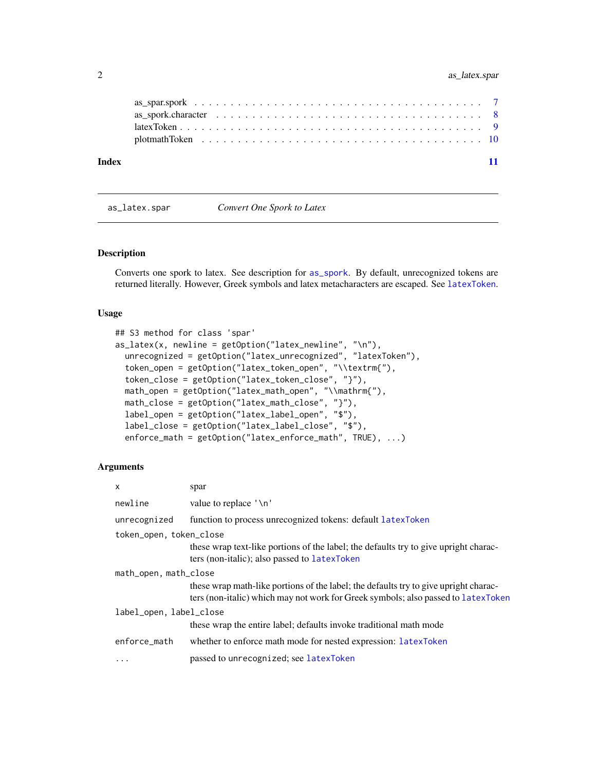as_spar.spork . . . . . . . . . . . . . . . . . . . . . . . . . . . . . . . . . . . . . . 7
as_spork.character . . . . . . . . . . . . . . . . . . . . . . . . . . . . . . . . . . . . 8
latexToken . . . . . . . . . . . . . . . . . . . . . . . . . . . . . . . . . . . . . . . . 9
plotmathToken . . . . . . . . . . . . . . . . . . . . . . . . . . . . . . . . . . . . . . 10

**Index** **11**

---

`as_latex.spar` *Convert One Spork to Latex*

---

## Description

Converts one spork to latex. See description for `as_spork`. By default, unrecognized tokens are returned literally. However, Greek symbols and latex metacharacters are escaped. See `latexToken`.

## Usage

```
## S3 method for class 'spar'
as_latex(x, newline = getOption("latex_newline", "\n"),
  unrecognized = getOption("latex_unrecognized", "latexToken"),
  token_open = getOption("latex_token_open", "\\textrm{"),
  token_close = getOption("latex_token_close", "}"),
  math_open = getOption("latex_math_open", "\\mathrm{"),
  math_close = getOption("latex_math_close", "}"),
  label_open = getOption("latex_label_open", "$"),
  label_close = getOption("latex_label_close", "$"),
  enforce_math = getOption("latex_enforce_math", TRUE), ...)
```

## Arguments

| | |
|---|---|
| `x` | spar |
| `newline` | value to replace '\n' |
| `unrecognized` | function to process unrecognized tokens: default `latexToken` |
| `token_open, token_close` | these wrap text-like portions of the label; the defaults try to give upright characters (non-italic); also passed to `latexToken` |
| `math_open, math_close` | these wrap math-like portions of the label; the defaults try to give upright characters (non-italic) which may not work for Greek symbols; also passed to `latexToken` |
| `label_open, label_close` | these wrap the entire label; defaults invoke traditional math mode |
| `enforce_math` | whether to enforce math mode for nested expression: `latexToken` |
| `...` | passed to `unrecognized`; see `latexToken` |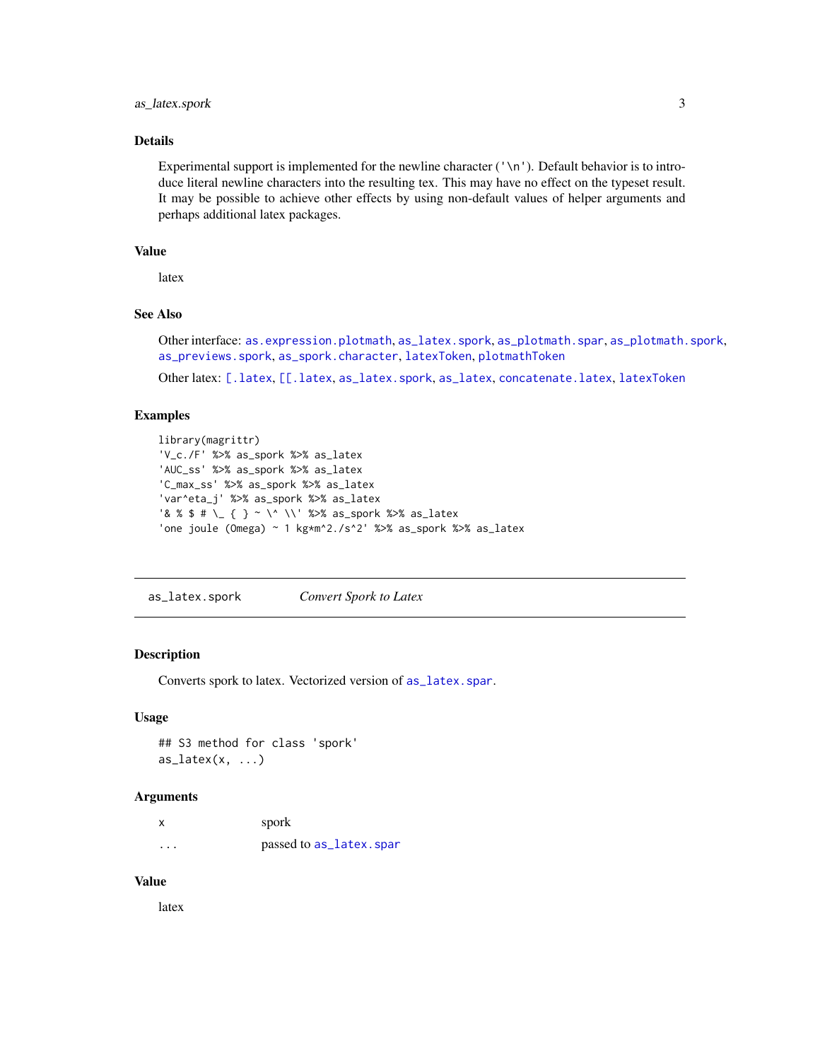## Details

Experimental support is implemented for the newline character ('\n'). Default behavior is to introduce literal newline characters into the resulting tex. This may have no effect on the typeset result. It may be possible to achieve other effects by using non-default values of helper arguments and perhaps additional latex packages.

## Value

latex

## See Also

Other interface: `as.expression.plotmath`, `as_latex.spork`, `as_plotmath.spar`, `as_plotmath.spork`, `as_previews.spork`, `as_spork.character`, `latexToken`, `plotmathToken`

Other latex: `[.latex`, `[[.latex`, `as_latex.spork`, `as_latex`, `concatenate.latex`, `latexToken`

## Examples

```
library(magrittr)
'V_c./F' %>% as_spork %>% as_latex
'AUC_ss' %>% as_spork %>% as_latex
'C_max_ss' %>% as_spork %>% as_latex
'var^eta_j' %>% as_spork %>% as_latex
'& % $ # \_ { } ~ \^ \\' %>% as_spork %>% as_latex
'one joule (Omega) ~ 1 kg*m^2./s^2' %>% as_spork %>% as_latex
```

---

# as_latex.spork — *Convert Spork to Latex*

## Description

Converts spork to latex. Vectorized version of `as_latex.spar`.

## Usage

```
## S3 method for class 'spork'
as_latex(x, ...)
```

## Arguments

| | |
|---|---|
| x | spork |
| ... | passed to `as_latex.spar` |

## Value

latex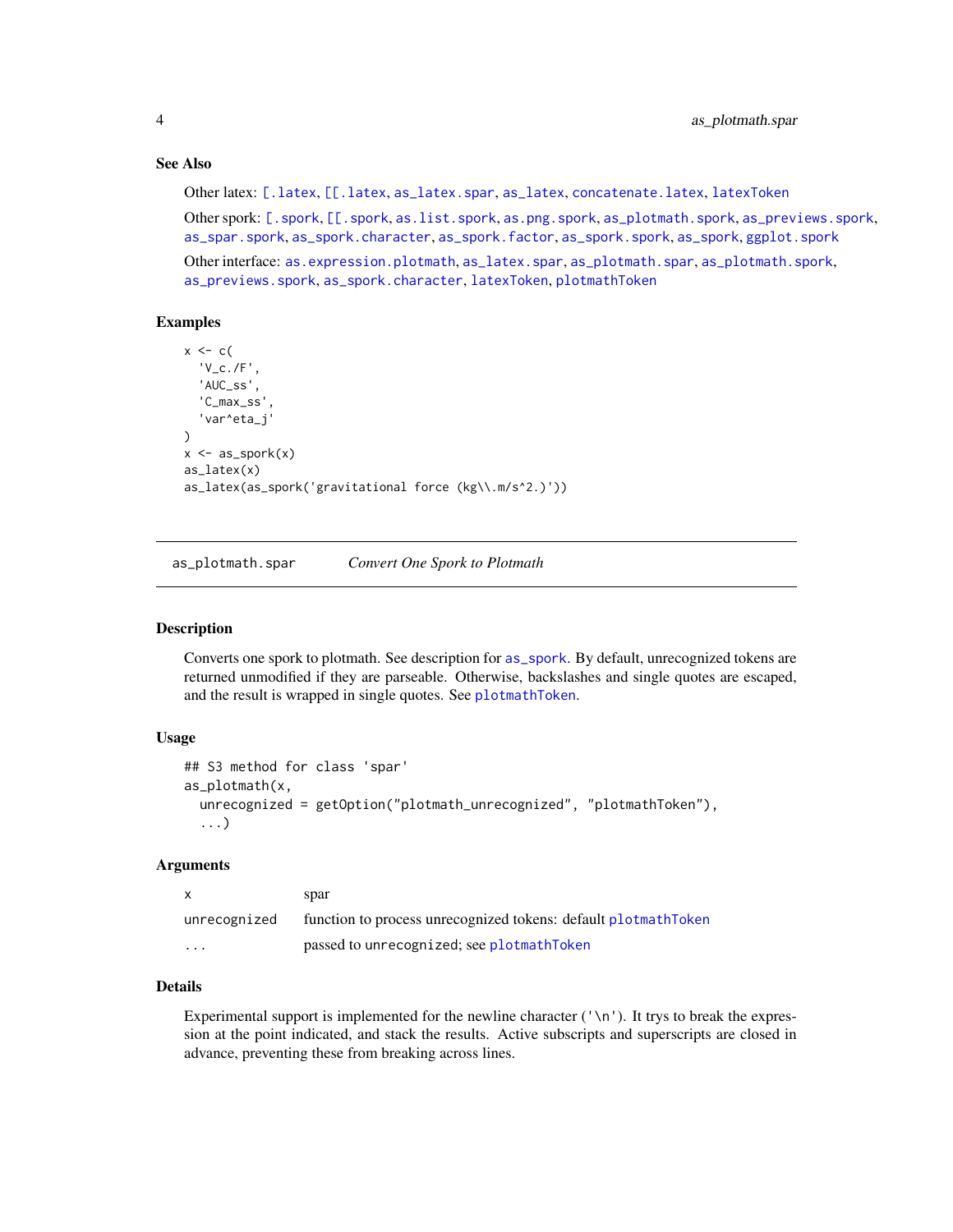### See Also

Other latex: [.latex, [[.latex, as_latex.spar, as_latex, concatenate.latex, latexToken

Other spork: [.spork, [[.spork, as.list.spork, as.png.spork, as_plotmath.spork, as_previews.spork, as_spar.spork, as_spork.character, as_spork.factor, as_spork.spork, as_spork, ggplot.spork

Other interface: as.expression.plotmath, as_latex.spar, as_plotmath.spar, as_plotmath.spork, as_previews.spork, as_spork.character, latexToken, plotmathToken

### Examples

```
x <- c(
  'V_c./F',
  'AUC_ss',
  'C_max_ss',
  'var^eta_j'
)
x <- as_spork(x)
as_latex(x)
as_latex(as_spork('gravitational force (kg\\.m/s^2.)'))
```

---

## as_plotmath.spar    *Convert One Spork to Plotmath*

### Description

Converts one spork to plotmath. See description for as_spork. By default, unrecognized tokens are returned unmodified if they are parseable. Otherwise, backslashes and single quotes are escaped, and the result is wrapped in single quotes. See plotmathToken.

### Usage

```
## S3 method for class 'spar'
as_plotmath(x,
  unrecognized = getOption("plotmath_unrecognized", "plotmathToken"),
  ...)
```

### Arguments

| | |
|---|---|
| x | spar |
| unrecognized | function to process unrecognized tokens: default plotmathToken |
| ... | passed to unrecognized; see plotmathToken |

### Details

Experimental support is implemented for the newline character ('\n'). It trys to break the expression at the point indicated, and stack the results. Active subscripts and superscripts are closed in advance, preventing these from breaking across lines.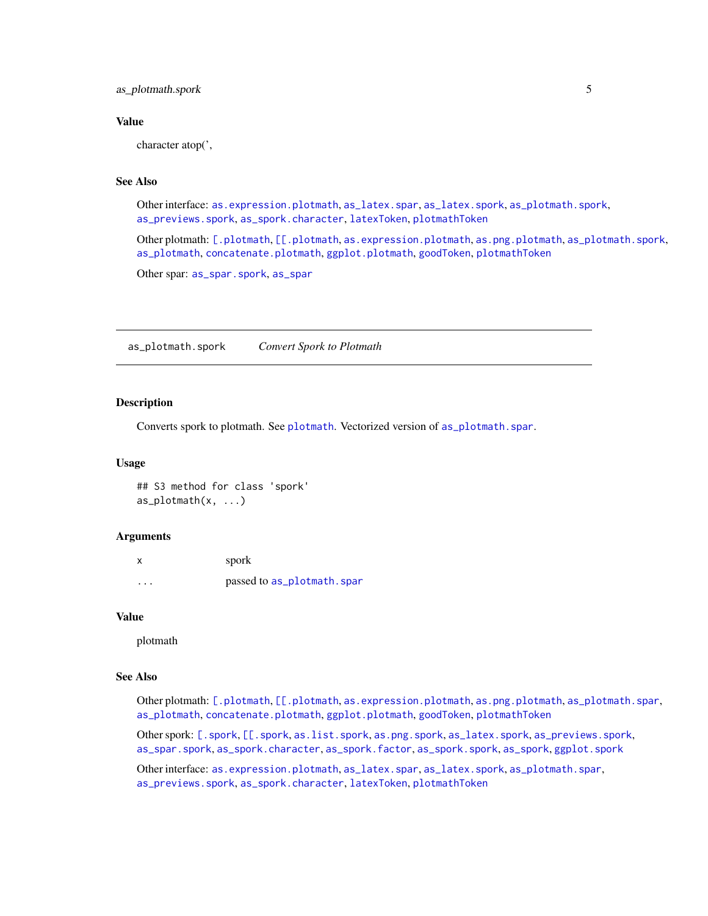## Value

character atop(',

## See Also

Other interface: as.expression.plotmath, as_latex.spar, as_latex.spork, as_plotmath.spork, as_previews.spork, as_spork.character, latexToken, plotmathToken

Other plotmath: [.plotmath, [[.plotmath, as.expression.plotmath, as.png.plotmath, as_plotmath.spork, as_plotmath, concatenate.plotmath, ggplot.plotmath, goodToken, plotmathToken

Other spar: as_spar.spork, as_spar

---

# as_plotmath.spork — *Convert Spork to Plotmath*

## Description

Converts spork to plotmath. See plotmath. Vectorized version of as_plotmath.spar.

## Usage

```
## S3 method for class 'spork'
as_plotmath(x, ...)
```

## Arguments

| | |
|---|---|
| x | spork |
| ... | passed to as_plotmath.spar |

## Value

plotmath

## See Also

Other plotmath: [.plotmath, [[.plotmath, as.expression.plotmath, as.png.plotmath, as_plotmath.spar, as_plotmath, concatenate.plotmath, ggplot.plotmath, goodToken, plotmathToken

Other spork: [.spork, [[.spork, as.list.spork, as.png.spork, as_latex.spork, as_previews.spork, as_spar.spork, as_spork.character, as_spork.factor, as_spork.spork, as_spork, ggplot.spork

Other interface: as.expression.plotmath, as_latex.spar, as_latex.spork, as_plotmath.spar, as_previews.spork, as_spork.character, latexToken, plotmathToken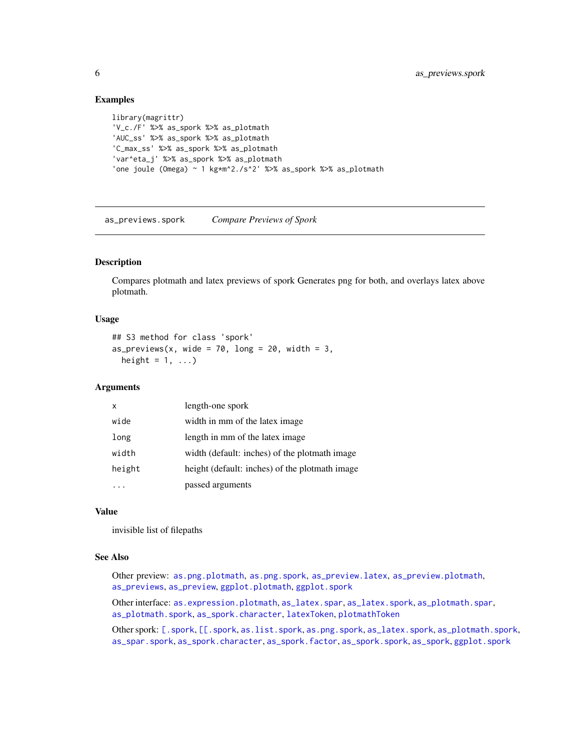### Examples

```
library(magrittr)
'V_c./F' %>% as_spork %>% as_plotmath
'AUC_ss' %>% as_spork %>% as_plotmath
'C_max_ss' %>% as_spork %>% as_plotmath
'var^eta_j' %>% as_spork %>% as_plotmath
'one joule (Omega) ~ 1 kg*m^2./s^2' %>% as_spork %>% as_plotmath
```

---

## as_previews.spork — *Compare Previews of Spork*

---

### Description

Compares plotmath and latex previews of spork Generates png for both, and overlays latex above plotmath.

### Usage

```
## S3 method for class 'spork'
as_previews(x, wide = 70, long = 20, width = 3,
  height = 1, ...)
```

### Arguments

| | |
|---|---|
| `x` | length-one spork |
| `wide` | width in mm of the latex image |
| `long` | length in mm of the latex image |
| `width` | width (default: inches) of the plotmath image |
| `height` | height (default: inches) of the plotmath image |
| `...` | passed arguments |

### Value

invisible list of filepaths

### See Also

Other preview: `as.png.plotmath`, `as.png.spork`, `as_preview.latex`, `as_preview.plotmath`, `as_previews`, `as_preview`, `ggplot.plotmath`, `ggplot.spork`

Other interface: `as.expression.plotmath`, `as_latex.spar`, `as_latex.spork`, `as_plotmath.spar`, `as_plotmath.spork`, `as_spork.character`, `latexToken`, `plotmathToken`

Other spork: `[.spork`, `[[.spork`, `as.list.spork`, `as.png.spork`, `as_latex.spork`, `as_plotmath.spork`, `as_spar.spork`, `as_spork.character`, `as_spork.factor`, `as_spork.spork`, `as_spork`, `ggplot.spork`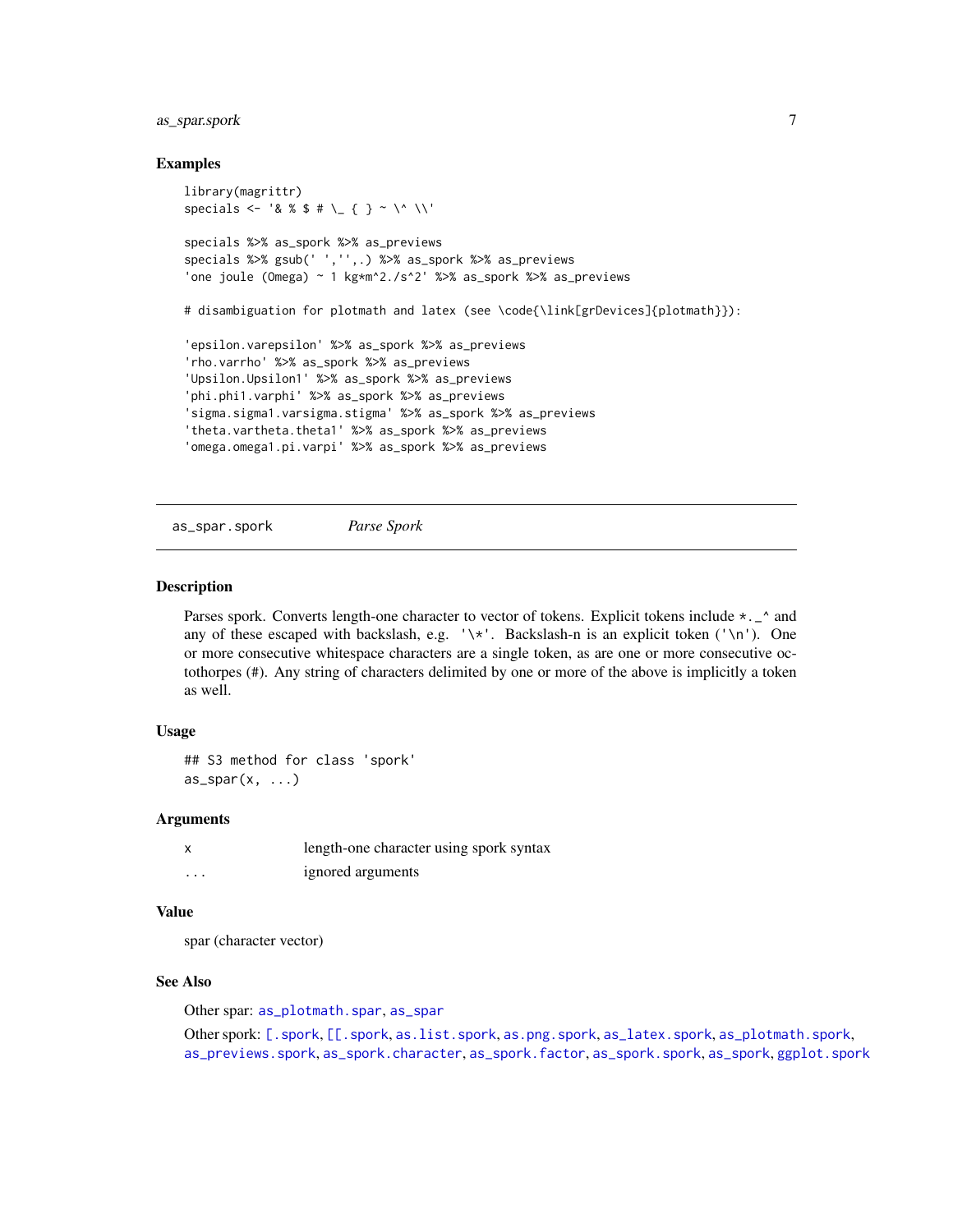### Examples

```
library(magrittr)
specials <- '& % $ # \_ { } ~ \^ \\'

specials %>% as_spork %>% as_previews
specials %>% gsub(' ','',.) %>% as_spork %>% as_previews
'one joule (Omega) ~ 1 kg*m^2./s^2' %>% as_spork %>% as_previews

# disambiguation for plotmath and latex (see \code{\link[grDevices]{plotmath}}):

'epsilon.varepsilon' %>% as_spork %>% as_previews
'rho.varrho' %>% as_spork %>% as_previews
'Upsilon.Upsilon1' %>% as_spork %>% as_previews
'phi.phi1.varphi' %>% as_spork %>% as_previews
'sigma.sigma1.varsigma.stigma' %>% as_spork %>% as_previews
'theta.vartheta.theta1' %>% as_spork %>% as_previews
'omega.omega1.pi.varpi' %>% as_spork %>% as_previews
```

---

## as_spar.spork *Parse Spork*

### Description

Parses spork. Converts length-one character to vector of tokens. Explicit tokens include *._^ and any of these escaped with backslash, e.g. '\*'. Backslash-n is an explicit token ('\n'). One or more consecutive whitespace characters are a single token, as are one or more consecutive octothorpes (#). Any string of characters delimited by one or more of the above is implicitly a token as well.

### Usage

```
## S3 method for class 'spork'
as_spar(x, ...)
```

### Arguments

| | |
|---|---|
| x | length-one character using spork syntax |
| ... | ignored arguments |

### Value

spar (character vector)

### See Also

Other spar: as_plotmath.spar, as_spar

Other spork: [.spork, [[.spork, as.list.spork, as.png.spork, as_latex.spork, as_plotmath.spork, as_previews.spork, as_spork.character, as_spork.factor, as_spork.spork, as_spork, ggplot.spork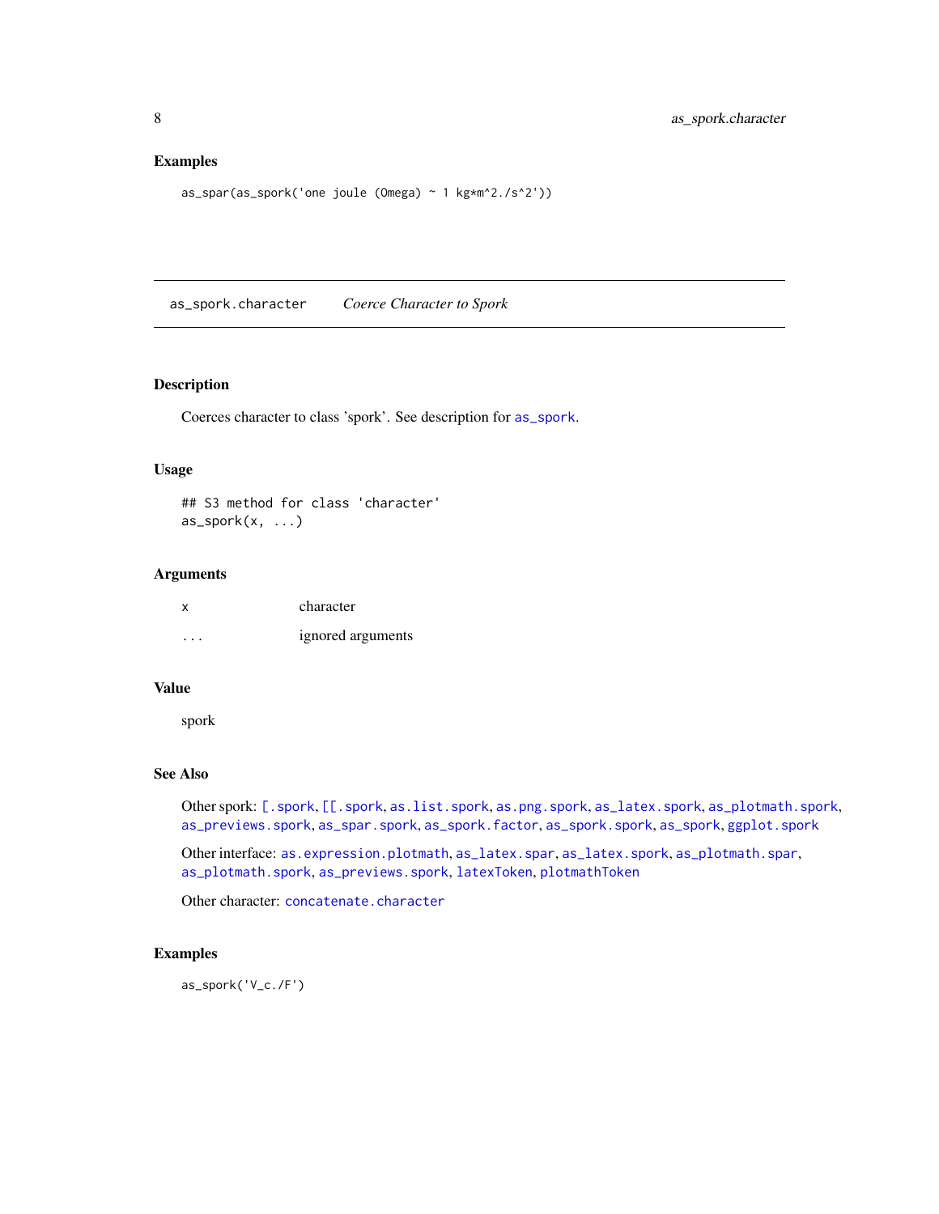## Examples

```
as_spar(as_spork('one joule (Omega) ~ 1 kg*m^2./s^2'))
```

---

# as_spork.character    *Coerce Character to Spork*

---

## Description

Coerces character to class 'spork'. See description for as_spork.

## Usage

```
## S3 method for class 'character'
as_spork(x, ...)
```

## Arguments

| | |
|---|---|
| x | character |
| ... | ignored arguments |

## Value

spork

## See Also

Other spork: [.spork, [[.spork, as.list.spork, as.png.spork, as_latex.spork, as_plotmath.spork, as_previews.spork, as_spar.spork, as_spork.factor, as_spork.spork, as_spork, ggplot.spork

Other interface: as.expression.plotmath, as_latex.spar, as_latex.spork, as_plotmath.spar, as_plotmath.spork, as_previews.spork, latexToken, plotmathToken

Other character: concatenate.character

## Examples

```
as_spork('V_c./F')
```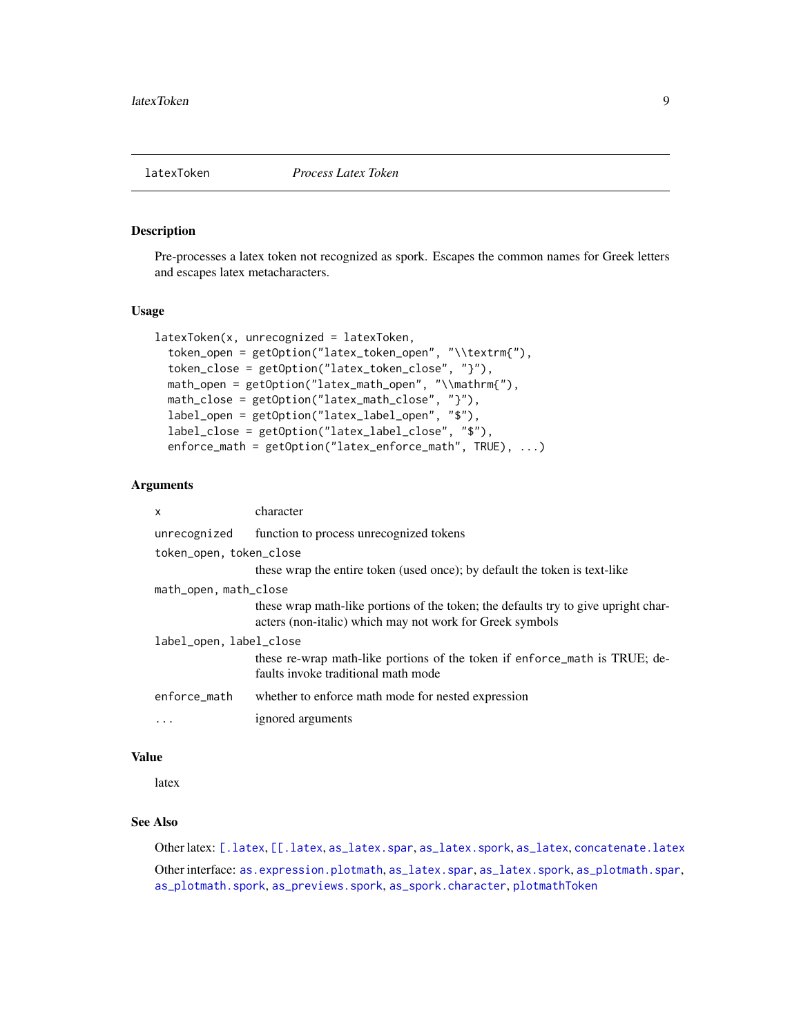## latexToken — *Process Latex Token*

### Description

Pre-processes a latex token not recognized as spork. Escapes the common names for Greek letters and escapes latex metacharacters.

### Usage

```
latexToken(x, unrecognized = latexToken,
  token_open = getOption("latex_token_open", "\\textrm{"),
  token_close = getOption("latex_token_close", "}"),
  math_open = getOption("latex_math_open", "\\mathrm{"),
  math_close = getOption("latex_math_close", "}"),
  label_open = getOption("latex_label_open", "$"),
  label_close = getOption("latex_label_close", "$"),
  enforce_math = getOption("latex_enforce_math", TRUE), ...)
```

### Arguments

| | |
|---|---|
| `x` | character |
| `unrecognized` | function to process unrecognized tokens |
| `token_open, token_close` | these wrap the entire token (used once); by default the token is text-like |
| `math_open, math_close` | these wrap math-like portions of the token; the defaults try to give upright characters (non-italic) which may not work for Greek symbols |
| `label_open, label_close` | these re-wrap math-like portions of the token if `enforce_math` is TRUE; defaults invoke traditional math mode |
| `enforce_math` | whether to enforce math mode for nested expression |
| `...` | ignored arguments |

### Value

latex

### See Also

Other latex: `[.latex`, `[[.latex`, `as_latex.spar`, `as_latex.spork`, `as_latex`, `concatenate.latex`

Other interface: `as.expression.plotmath`, `as_latex.spar`, `as_latex.spork`, `as_plotmath.spar`, `as_plotmath.spork`, `as_previews.spork`, `as_spork.character`, `plotmathToken`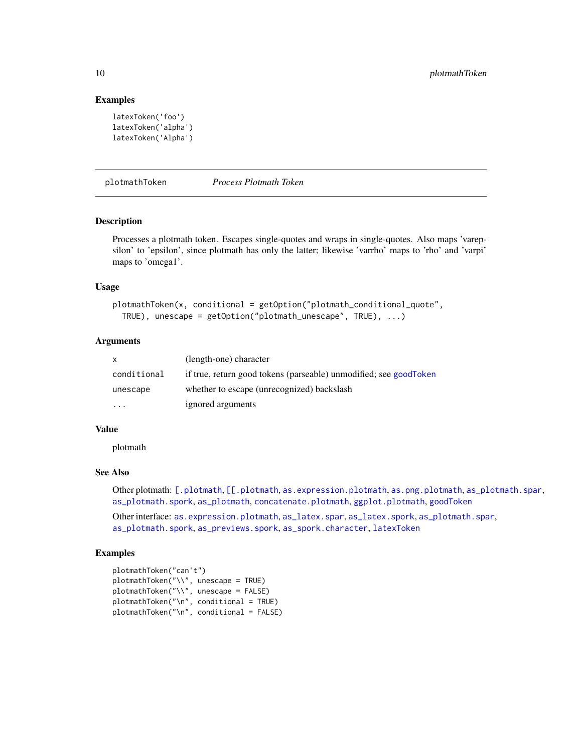### Examples

```
latexToken('foo')
latexToken('alpha')
latexToken('Alpha')
```

---

## plotmathToken *Process Plotmath Token*

### Description

Processes a plotmath token. Escapes single-quotes and wraps in single-quotes. Also maps 'varepsilon' to 'epsilon', since plotmath has only the latter; likewise 'varrho' maps to 'rho' and 'varpi' maps to 'omega1'.

### Usage

```
plotmathToken(x, conditional = getOption("plotmath_conditional_quote",
  TRUE), unescape = getOption("plotmath_unescape", TRUE), ...)
```

### Arguments

| | |
|---|---|
| x | (length-one) character |
| conditional | if true, return good tokens (parseable) unmodified; see goodToken |
| unescape | whether to escape (unrecognized) backslash |
| ... | ignored arguments |

### Value

plotmath

### See Also

Other plotmath: [.plotmath, [[.plotmath, as.expression.plotmath, as.png.plotmath, as_plotmath.spar, as_plotmath.spork, as_plotmath, concatenate.plotmath, ggplot.plotmath, goodToken

Other interface: as.expression.plotmath, as_latex.spar, as_latex.spork, as_plotmath.spar, as_plotmath.spork, as_previews.spork, as_spork.character, latexToken

### Examples

```
plotmathToken("can't")
plotmathToken("\\", unescape = TRUE)
plotmathToken("\\", unescape = FALSE)
plotmathToken("\n", conditional = TRUE)
plotmathToken("\n", conditional = FALSE)
```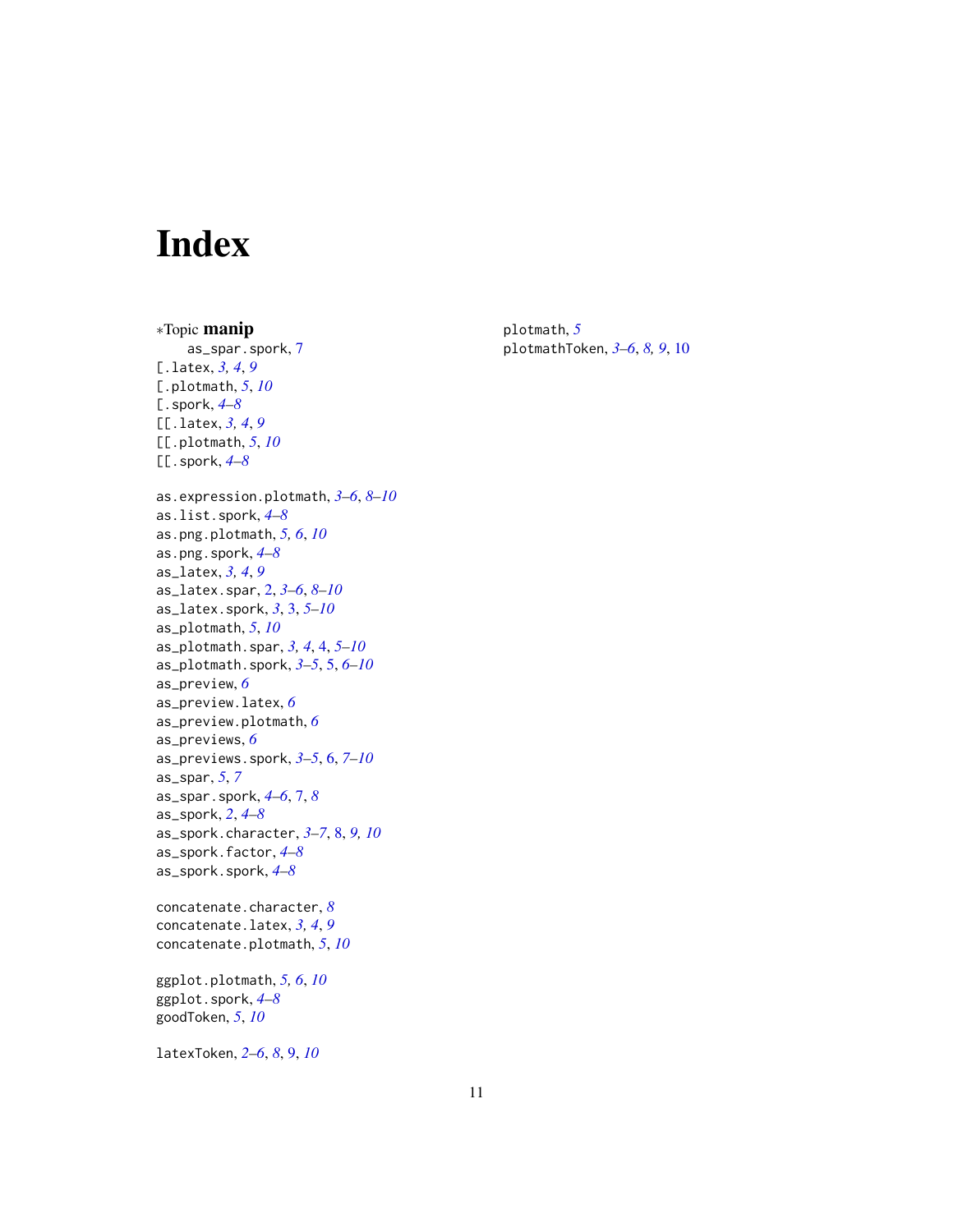# Index

∗Topic **manip**

as_spar.spork, 7

[.latex, *3, 4*, *9*

[.plotmath, *5*, *10*

[.spork, *4–8*

[[.latex, *3, 4*, *9*

[[.plotmath, *5*, *10*

[[.spork, *4–8*

as.expression.plotmath, *3–6*, *8–10*

as.list.spork, *4–8*

as.png.plotmath, *5, 6*, *10*

as.png.spork, *4–8*

as_latex, *3, 4*, *9*

as_latex.spar, 2, *3–6*, *8–10*

as_latex.spork, *3*, 3, *5–10*

as_plotmath, *5*, *10*

as_plotmath.spar, *3, 4*, 4, *5–10*

as_plotmath.spork, *3–5*, 5, *6–10*

as_preview, *6*

as_preview.latex, *6*

as_preview.plotmath, *6*

as_previews, *6*

as_previews.spork, *3–5*, 6, *7–10*

as_spar, *5*, *7*

as_spar.spork, *4–6*, 7, *8*

as_spork, 2, *4–8*

as_spork.character, *3–7*, 8, *9, 10*

as_spork.factor, *4–8*

as_spork.spork, *4–8*

concatenate.character, *8*

concatenate.latex, *3, 4*, *9*

concatenate.plotmath, *5*, *10*

ggplot.plotmath, *5, 6*, *10*

ggplot.spork, *4–8*

goodToken, *5*, *10*

latexToken, *2–6*, *8*, 9, *10*

plotmath, *5*

plotmathToken, *3–6*, *8, 9*, 10